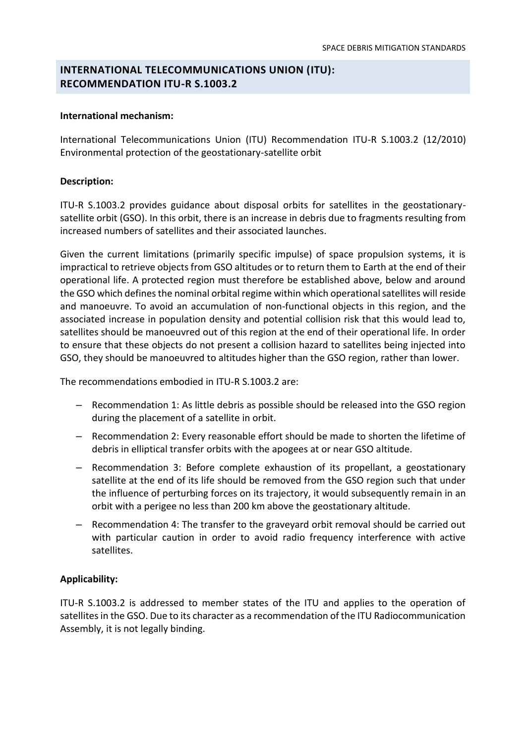## INTERNATIONAL TELECOMMUNICATIONS UNION (ITU): RECOMMENDATION ITU-R S.1003.2

**International mechanism:**

International Telecommunications Union (ITU) Recommendation ITU-R S.1003.2 (12/2010) Environmental protection of the geostationary-satellite orbit

**Description:**

ITU-R S.1003.2 provides guidance about disposal orbits for satellites in the geostationary-satellite orbit (GSO). In this orbit, there is an increase in debris due to fragments resulting from increased numbers of satellites and their associated launches.

Given the current limitations (primarily specific impulse) of space propulsion systems, it is impractical to retrieve objects from GSO altitudes or to return them to Earth at the end of their operational life. A protected region must therefore be established above, below and around the GSO which defines the nominal orbital regime within which operational satellites will reside and manoeuvre. To avoid an accumulation of non-functional objects in this region, and the associated increase in population density and potential collision risk that this would lead to, satellites should be manoeuvred out of this region at the end of their operational life. In order to ensure that these objects do not present a collision hazard to satellites being injected into GSO, they should be manoeuvred to altitudes higher than the GSO region, rather than lower.

The recommendations embodied in ITU-R S.1003.2 are:

- Recommendation 1: As little debris as possible should be released into the GSO region during the placement of a satellite in orbit.
- Recommendation 2: Every reasonable effort should be made to shorten the lifetime of debris in elliptical transfer orbits with the apogees at or near GSO altitude.
- Recommendation 3: Before complete exhaustion of its propellant, a geostationary satellite at the end of its life should be removed from the GSO region such that under the influence of perturbing forces on its trajectory, it would subsequently remain in an orbit with a perigee no less than 200 km above the geostationary altitude.
- Recommendation 4: The transfer to the graveyard orbit removal should be carried out with particular caution in order to avoid radio frequency interference with active satellites.

**Applicability:**

ITU-R S.1003.2 is addressed to member states of the ITU and applies to the operation of satellites in the GSO. Due to its character as a recommendation of the ITU Radiocommunication Assembly, it is not legally binding.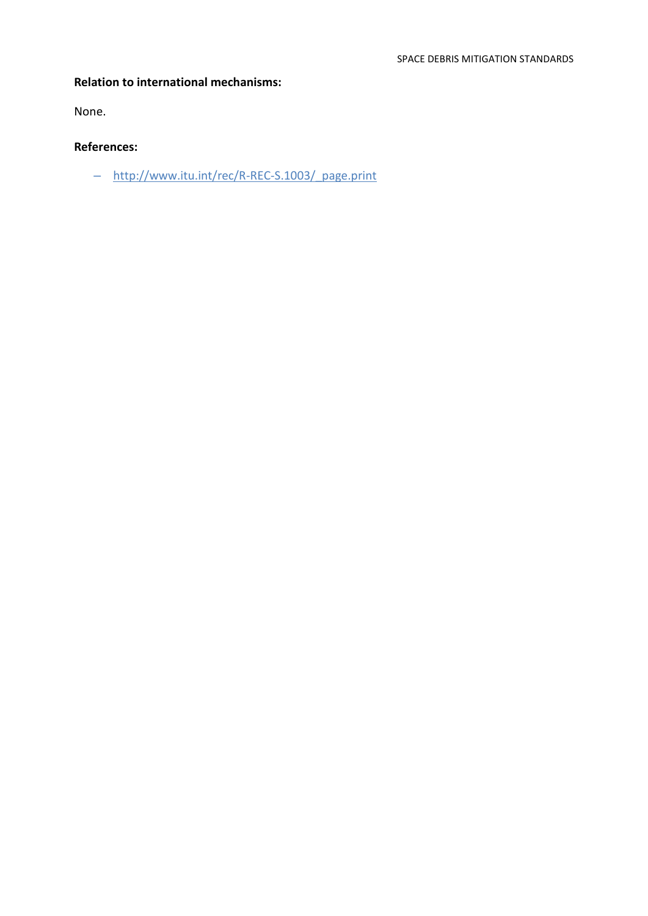**Relation to international mechanisms:**

None.

**References:**

- http://www.itu.int/rec/R-REC-S.1003/_page.print